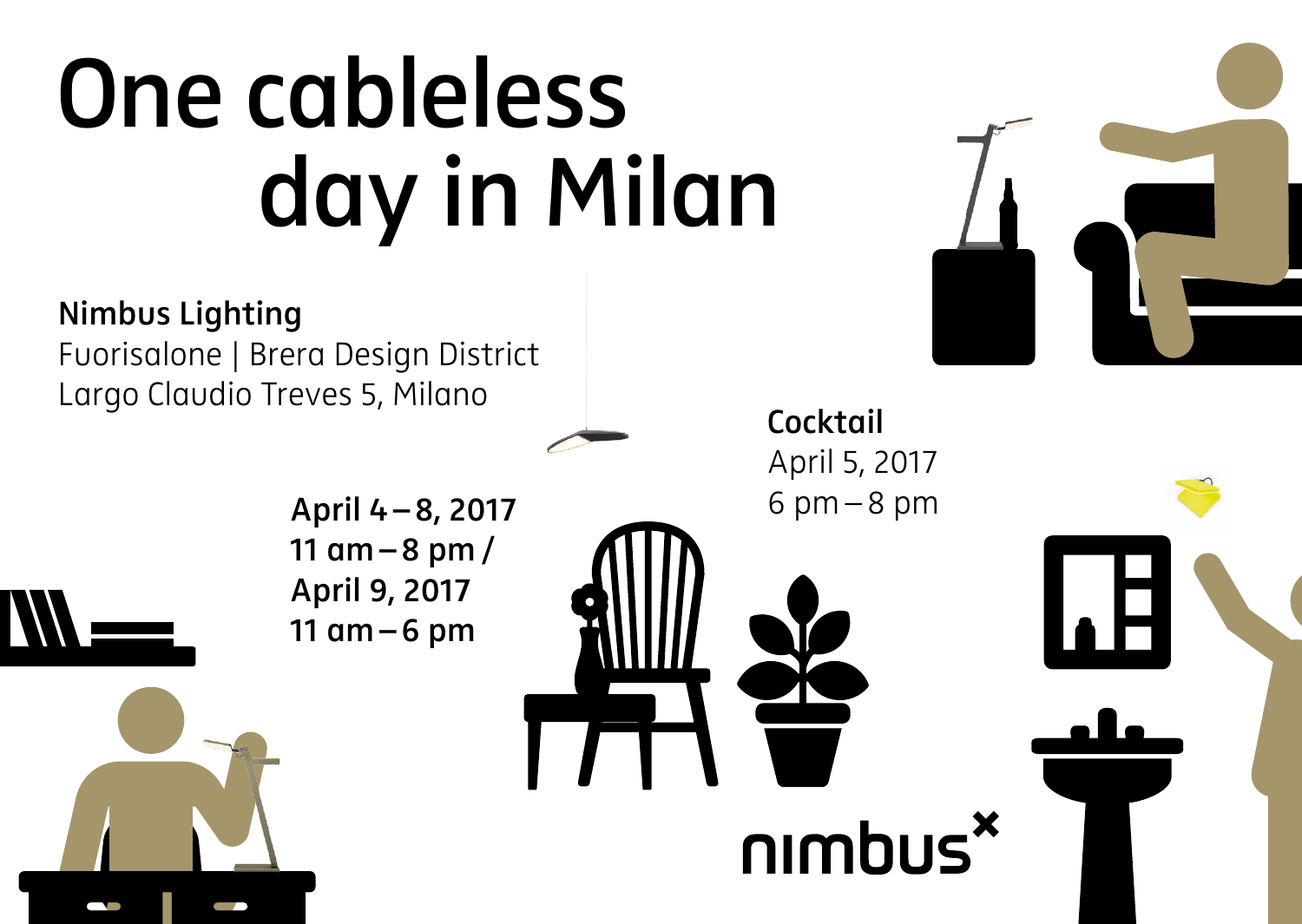# One cableless day in Milan

**Nimbus Lighting**
Fuorisalone | Brera Design District
Largo Claudio Treves 5, Milano

**April 4 – 8, 2017**
**11 am – 8 pm /**
**April 9, 2017**
**11 am – 6 pm**

**Cocktail**
April 5, 2017
6 pm – 8 pm

nimbus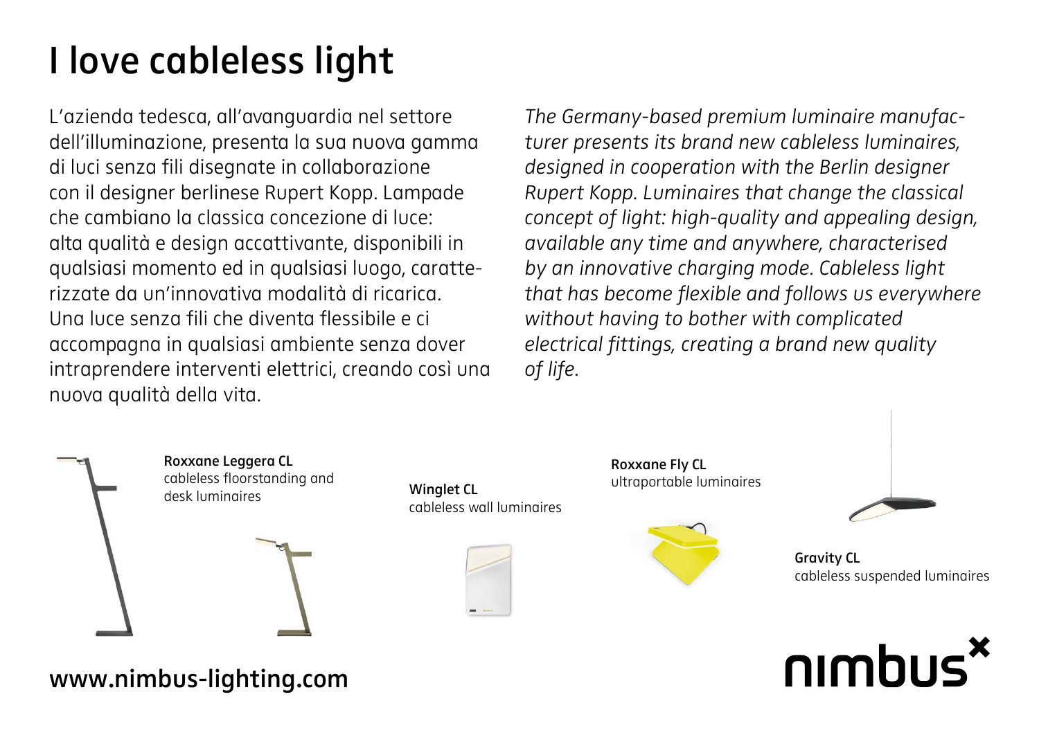# I love cableless light

L'azienda tedesca, all'avanguardia nel settore dell'illuminazione, presenta la sua nuova gamma di luci senza fili disegnate in collaborazione con il designer berlinese Rupert Kopp. Lampade che cambiano la classica concezione di luce: alta qualità e design accattivante, disponibili in qualsiasi momento ed in qualsiasi luogo, caratterizzate da un'innovativa modalità di ricarica. Una luce senza fili che diventa flessibile e ci accompagna in qualsiasi ambiente senza dover intraprendere interventi elettrici, creando così una nuova qualità della vita.

*The Germany-based premium luminaire manufacturer presents its brand new cableless luminaires, designed in cooperation with the Berlin designer Rupert Kopp. Luminaires that change the classical concept of light: high-quality and appealing design, available any time and anywhere, characterised by an innovative charging mode. Cableless light that has become flexible and follows us everywhere without having to bother with complicated electrical fittings, creating a brand new quality of life.*

**Roxxane Leggera CL**
cableless floorstanding and desk luminaires

**Winglet CL**
cableless wall luminaires

**Roxxane Fly CL**
ultraportable luminaires

**Gravity CL**
cableless suspended luminaires

**www.nimbus-lighting.com**

nimbus